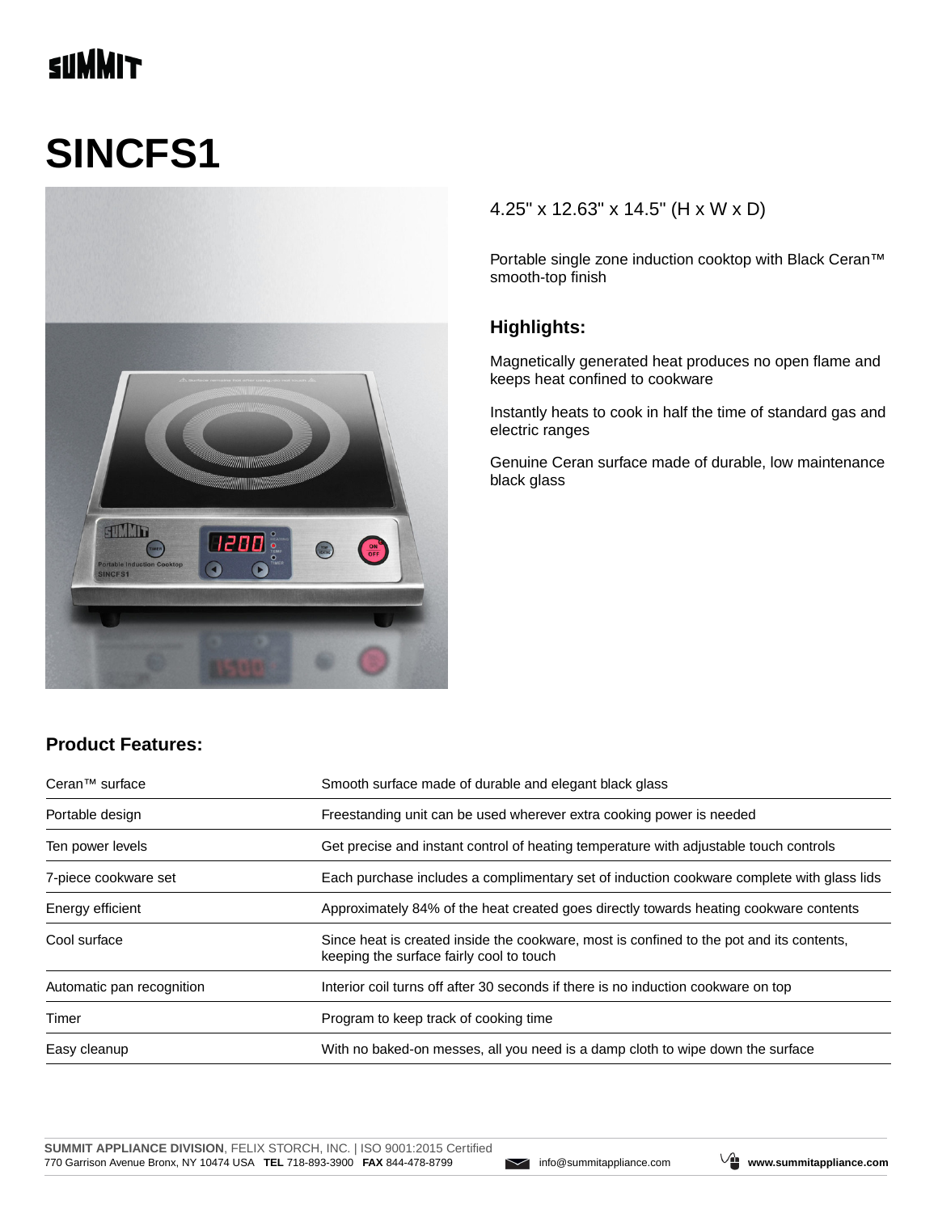SUMMIT

# SINCFS1

4.25" x 12.63" x 14.5" (H x W x D)

Portable single zone induction cooktop with Black Ceran™ smooth-top finish

## Highlights:

Magnetically generated heat produces no open flame and keeps heat confined to cookware

Instantly heats to cook in half the time of standard gas and electric ranges

Genuine Ceran surface made of durable, low maintenance black glass

## Product Features:

| | |
|---|---|
| Ceran™ surface | Smooth surface made of durable and elegant black glass |
| Portable design | Freestanding unit can be used wherever extra cooking power is needed |
| Ten power levels | Get precise and instant control of heating temperature with adjustable touch controls |
| 7-piece cookware set | Each purchase includes a complimentary set of induction cookware complete with glass lids |
| Energy efficient | Approximately 84% of the heat created goes directly towards heating cookware contents |
| Cool surface | Since heat is created inside the cookware, most is confined to the pot and its contents, keeping the surface fairly cool to touch |
| Automatic pan recognition | Interior coil turns off after 30 seconds if there is no induction cookware on top |
| Timer | Program to keep track of cooking time |
| Easy cleanup | With no baked-on messes, all you need is a damp cloth to wipe down the surface |

**SUMMIT APPLIANCE DIVISION**, FELIX STORCH, INC. | ISO 9001:2015 Certified
770 Garrison Avenue Bronx, NY 10474 USA **TEL** 718-893-3900 **FAX** 844-478-8799 info@summitappliance.com **www.summitappliance.com**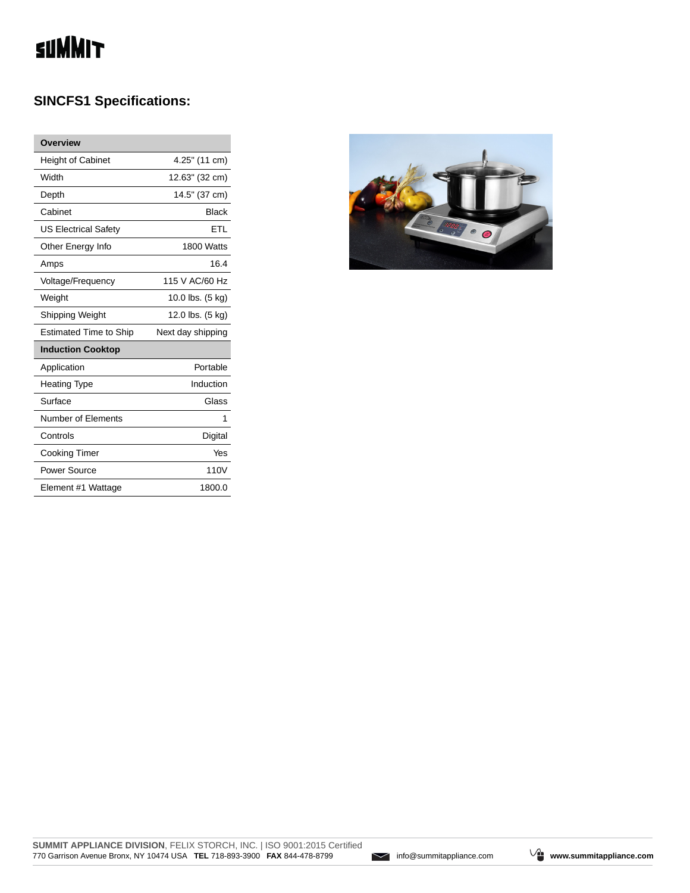SUMMIT

## SINCFS1 Specifications:

| | |
|---|---|
| **Overview** | |
| Height of Cabinet | 4.25" (11 cm) |
| Width | 12.63" (32 cm) |
| Depth | 14.5" (37 cm) |
| Cabinet | Black |
| US Electrical Safety | ETL |
| Other Energy Info | 1800 Watts |
| Amps | 16.4 |
| Voltage/Frequency | 115 V AC/60 Hz |
| Weight | 10.0 lbs. (5 kg) |
| Shipping Weight | 12.0 lbs. (5 kg) |
| Estimated Time to Ship | Next day shipping |
| **Induction Cooktop** | |
| Application | Portable |
| Heating Type | Induction |
| Surface | Glass |
| Number of Elements | 1 |
| Controls | Digital |
| Cooking Timer | Yes |
| Power Source | 110V |
| Element #1 Wattage | 1800.0 |

**SUMMIT APPLIANCE DIVISION**, FELIX STORCH, INC. | ISO 9001:2015 Certified
770 Garrison Avenue Bronx, NY 10474 USA **TEL** 718-893-3900 **FAX** 844-478-8799 info@summitappliance.com **www.summitappliance.com**